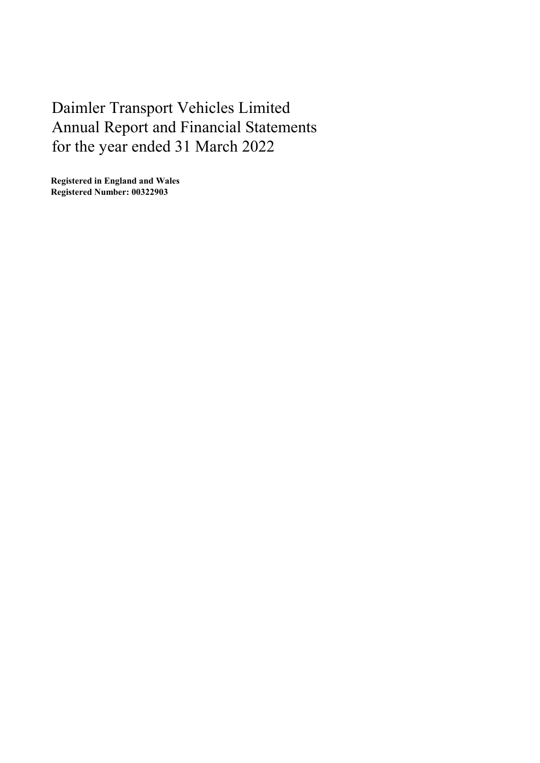# Daimler Transport Vehicles Limited
# Annual Report and Financial Statements
# for the year ended 31 March 2022

**Registered in England and Wales**
**Registered Number: 00322903**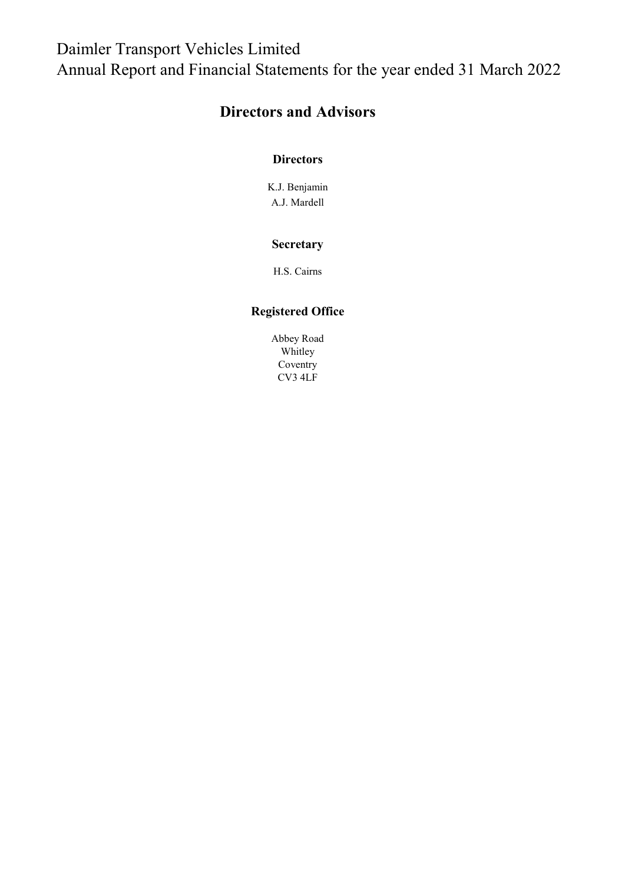# Daimler Transport Vehicles Limited
# Annual Report and Financial Statements for the year ended 31 March 2022

## Directors and Advisors

### Directors

K.J. Benjamin
A.J. Mardell

### Secretary

H.S. Cairns

### Registered Office

Abbey Road
Whitley
Coventry
CV3 4LF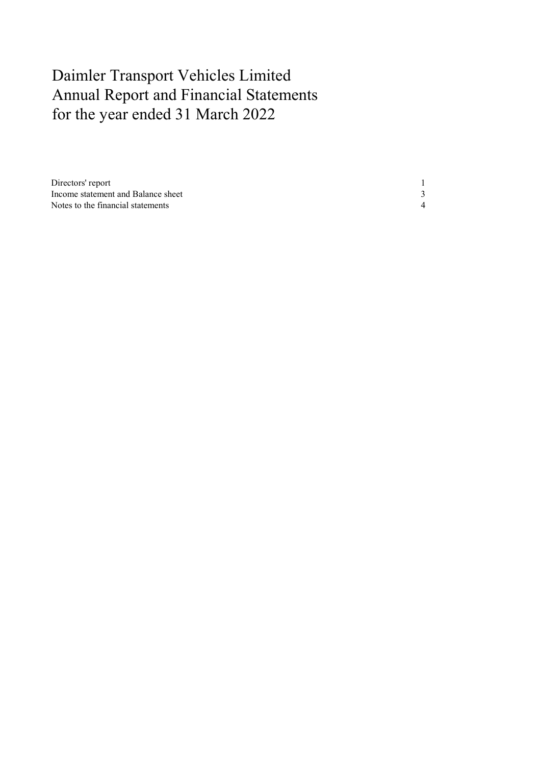# Daimler Transport Vehicles Limited
# Annual Report and Financial Statements
# for the year ended 31 March 2022

| | |
|---|---|
| Directors' report | 1 |
| Income statement and Balance sheet | 3 |
| Notes to the financial statements | 4 |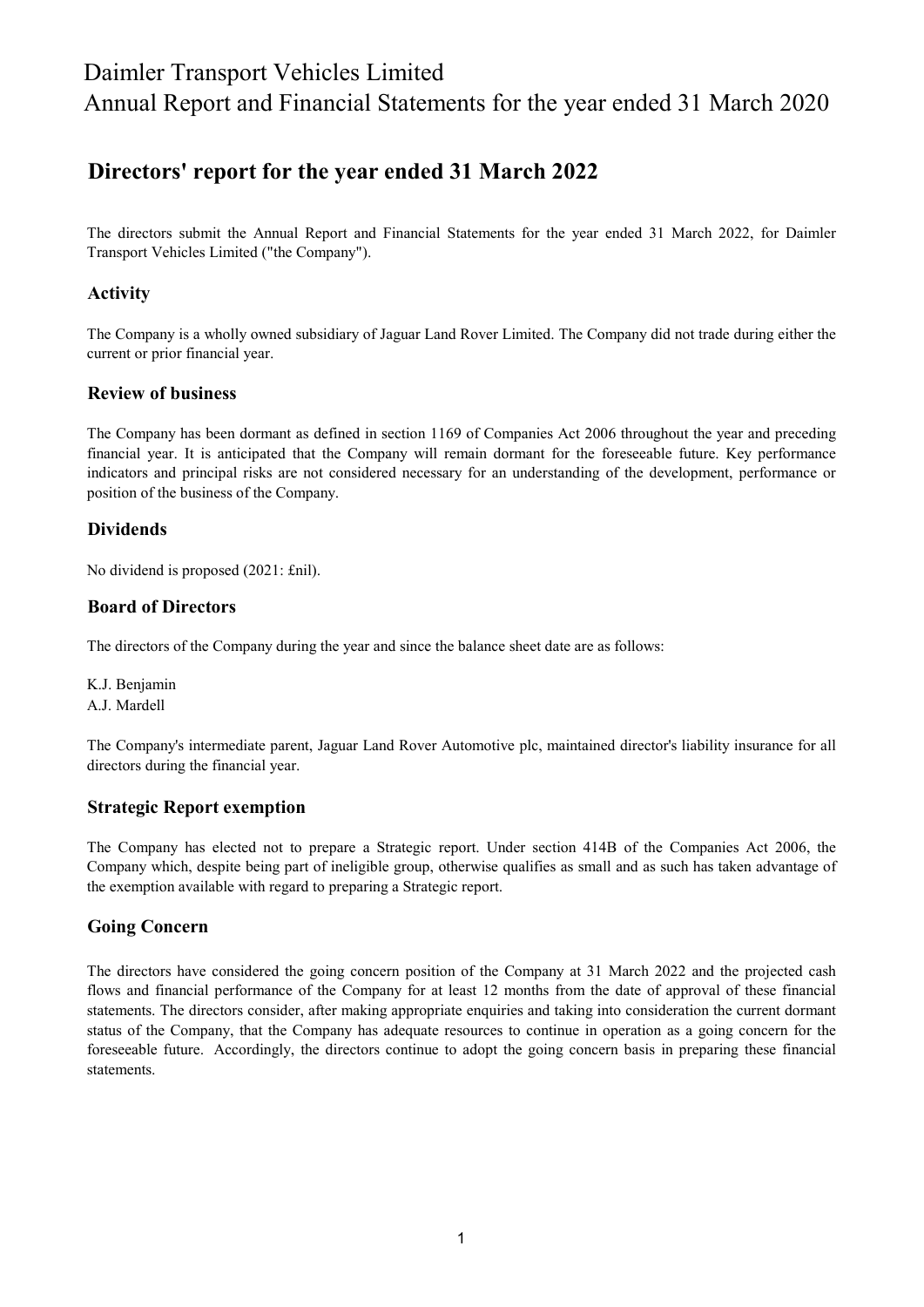## Directors' report for the year ended 31 March 2022

The directors submit the Annual Report and Financial Statements for the year ended 31 March 2022, for Daimler Transport Vehicles Limited ("the Company").

### Activity

The Company is a wholly owned subsidiary of Jaguar Land Rover Limited. The Company did not trade during either the current or prior financial year.

### Review of business

The Company has been dormant as defined in section 1169 of Companies Act 2006 throughout the year and preceding financial year. It is anticipated that the Company will remain dormant for the foreseeable future. Key performance indicators and principal risks are not considered necessary for an understanding of the development, performance or position of the business of the Company.

### Dividends

No dividend is proposed (2021: £nil).

### Board of Directors

The directors of the Company during the year and since the balance sheet date are as follows:

K.J. Benjamin
A.J. Mardell

The Company's intermediate parent, Jaguar Land Rover Automotive plc, maintained director's liability insurance for all directors during the financial year.

### Strategic Report exemption

The Company has elected not to prepare a Strategic report. Under section 414B of the Companies Act 2006, the Company which, despite being part of ineligible group, otherwise qualifies as small and as such has taken advantage of the exemption available with regard to preparing a Strategic report.

### Going Concern

The directors have considered the going concern position of the Company at 31 March 2022 and the projected cash flows and financial performance of the Company for at least 12 months from the date of approval of these financial statements. The directors consider, after making appropriate enquiries and taking into consideration the current dormant status of the Company, that the Company has adequate resources to continue in operation as a going concern for the foreseeable future. Accordingly, the directors continue to adopt the going concern basis in preparing these financial statements.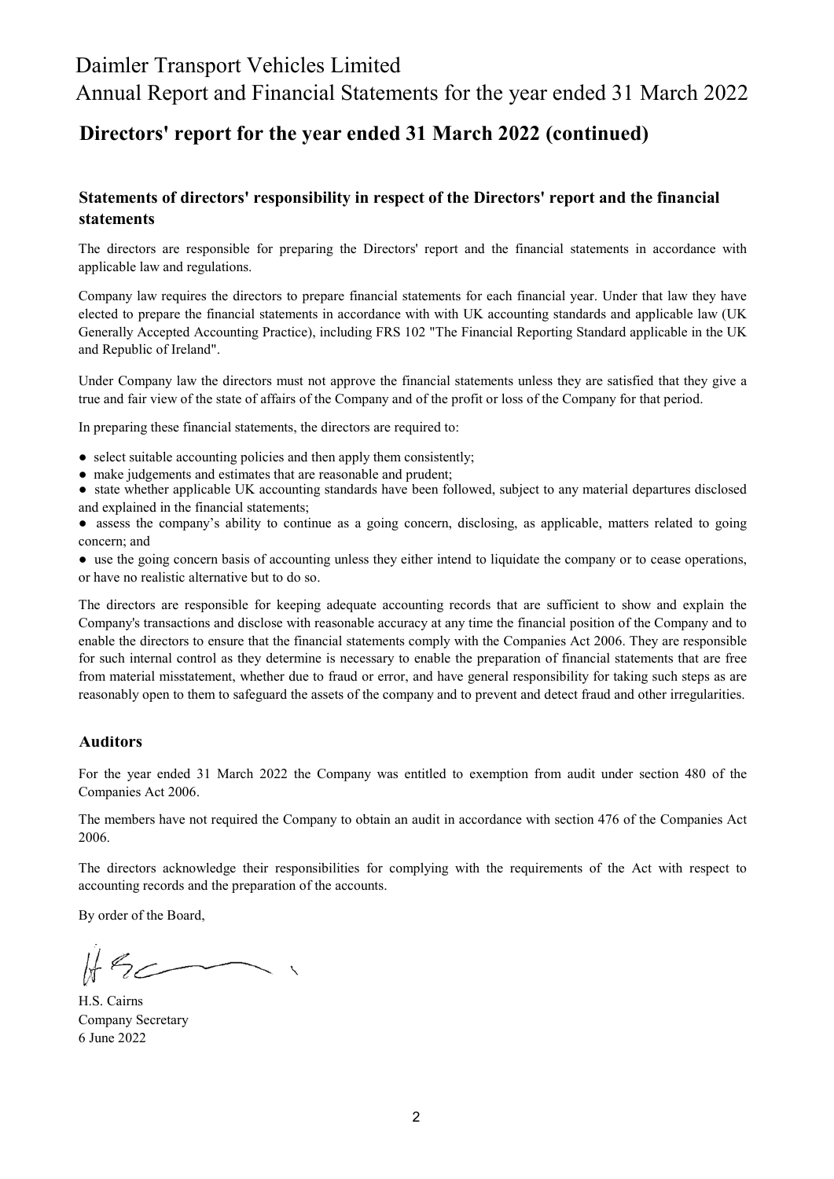# Daimler Transport Vehicles Limited
Annual Report and Financial Statements for the year ended 31 March 2022

## Directors' report for the year ended 31 March 2022 (continued)

### Statements of directors' responsibility in respect of the Directors' report and the financial statements

The directors are responsible for preparing the Directors' report and the financial statements in accordance with applicable law and regulations.

Company law requires the directors to prepare financial statements for each financial year. Under that law they have elected to prepare the financial statements in accordance with with UK accounting standards and applicable law (UK Generally Accepted Accounting Practice), including FRS 102 "The Financial Reporting Standard applicable in the UK and Republic of Ireland".

Under Company law the directors must not approve the financial statements unless they are satisfied that they give a true and fair view of the state of affairs of the Company and of the profit or loss of the Company for that period.

In preparing these financial statements, the directors are required to:

- select suitable accounting policies and then apply them consistently;
- make judgements and estimates that are reasonable and prudent;
- state whether applicable UK accounting standards have been followed, subject to any material departures disclosed and explained in the financial statements;
- assess the company's ability to continue as a going concern, disclosing, as applicable, matters related to going concern; and
- use the going concern basis of accounting unless they either intend to liquidate the company or to cease operations, or have no realistic alternative but to do so.

The directors are responsible for keeping adequate accounting records that are sufficient to show and explain the Company's transactions and disclose with reasonable accuracy at any time the financial position of the Company and to enable the directors to ensure that the financial statements comply with the Companies Act 2006. They are responsible for such internal control as they determine is necessary to enable the preparation of financial statements that are free from material misstatement, whether due to fraud or error, and have general responsibility for taking such steps as are reasonably open to them to safeguard the assets of the company and to prevent and detect fraud and other irregularities.

### Auditors

For the year ended 31 March 2022 the Company was entitled to exemption from audit under section 480 of the Companies Act 2006.

The members have not required the Company to obtain an audit in accordance with section 476 of the Companies Act 2006.

The directors acknowledge their responsibilities for complying with the requirements of the Act with respect to accounting records and the preparation of the accounts.

By order of the Board,

H.S. Cairns  
Company Secretary  
6 June 2022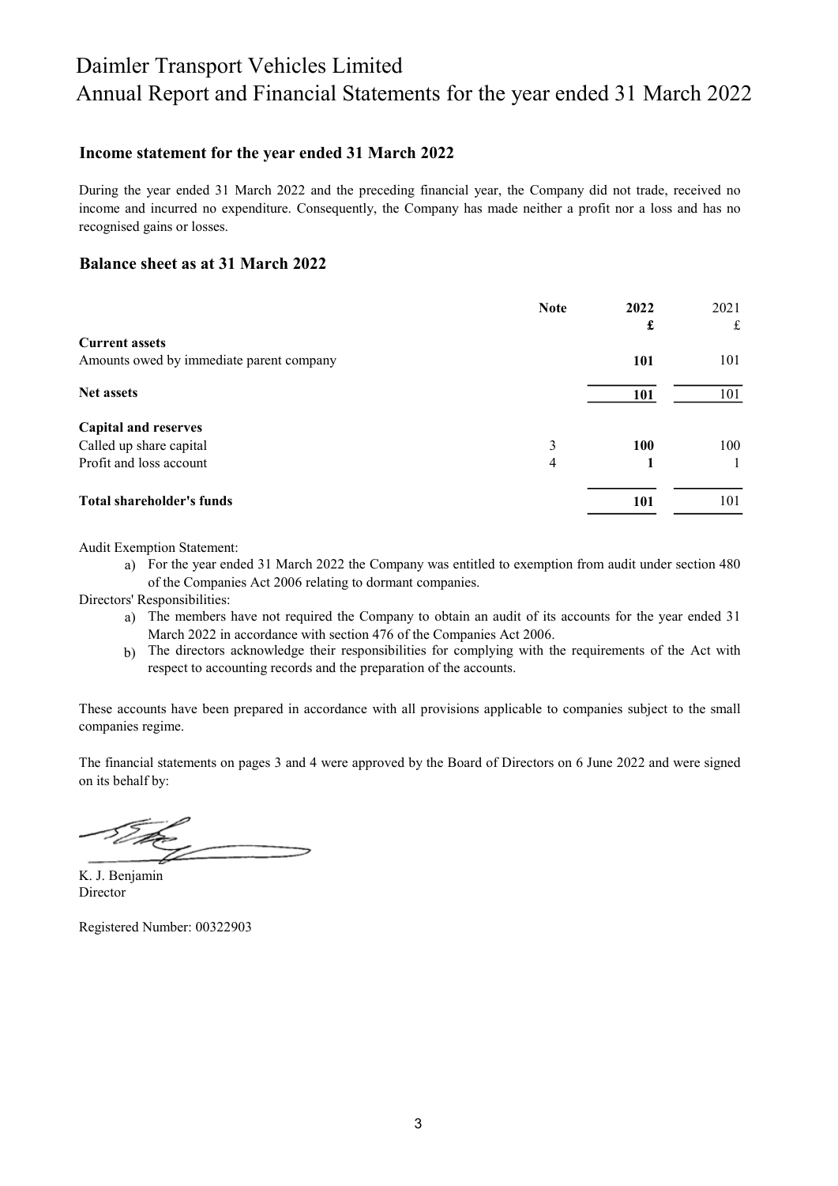## Income statement for the year ended 31 March 2022

During the year ended 31 March 2022 and the preceding financial year, the Company did not trade, received no income and incurred no expenditure. Consequently, the Company has made neither a profit nor a loss and has no recognised gains or losses.

## Balance sheet as at 31 March 2022

| | Note | 2022 £ | 2021 £ |
|---|---|---|---|
| **Current assets** | | | |
| Amounts owed by immediate parent company | | **101** | 101 |
| **Net assets** | | **101** | 101 |
| **Capital and reserves** | | | |
| Called up share capital | 3 | **100** | 100 |
| Profit and loss account | 4 | **1** | 1 |
| **Total shareholder's funds** | | **101** | 101 |

Audit Exemption Statement:

a) For the year ended 31 March 2022 the Company was entitled to exemption from audit under section 480 of the Companies Act 2006 relating to dormant companies.

Directors' Responsibilities:

a) The members have not required the Company to obtain an audit of its accounts for the year ended 31 March 2022 in accordance with section 476 of the Companies Act 2006.

b) The directors acknowledge their responsibilities for complying with the requirements of the Act with respect to accounting records and the preparation of the accounts.

These accounts have been prepared in accordance with all provisions applicable to companies subject to the small companies regime.

The financial statements on pages 3 and 4 were approved by the Board of Directors on 6 June 2022 and were signed on its behalf by:

K. J. Benjamin
Director

Registered Number: 00322903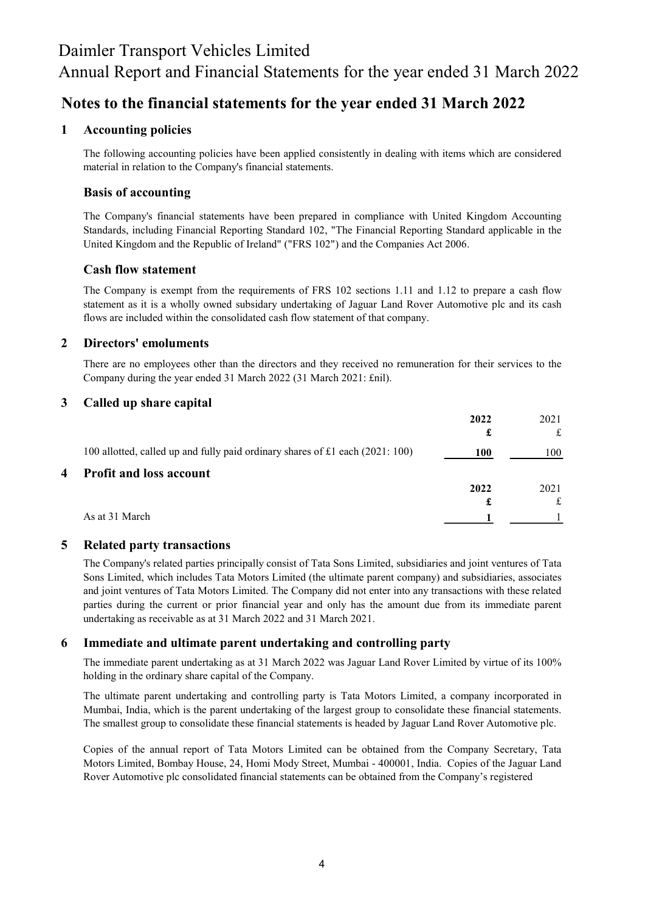# Daimler Transport Vehicles Limited

Annual Report and Financial Statements for the year ended 31 March 2022

## Notes to the financial statements for the year ended 31 March 2022

### 1 Accounting policies

The following accounting policies have been applied consistently in dealing with items which are considered material in relation to the Company's financial statements.

#### Basis of accounting

The Company's financial statements have been prepared in compliance with United Kingdom Accounting Standards, including Financial Reporting Standard 102, "The Financial Reporting Standard applicable in the United Kingdom and the Republic of Ireland" ("FRS 102") and the Companies Act 2006.

#### Cash flow statement

The Company is exempt from the requirements of FRS 102 sections 1.11 and 1.12 to prepare a cash flow statement as it is a wholly owned subsidary undertaking of Jaguar Land Rover Automotive plc and its cash flows are included within the consolidated cash flow statement of that company.

### 2 Directors' emoluments

There are no employees other than the directors and they received no remuneration for their services to the Company during the year ended 31 March 2022 (31 March 2021: £nil).

### 3 Called up share capital

| | 2022 £ | 2021 £ |
|---|---|---|
| 100 allotted, called up and fully paid ordinary shares of £1 each (2021: 100) | **100** | 100 |

### 4 Profit and loss account

| | 2022 £ | 2021 £ |
|---|---|---|
| As at 31 March | **1** | 1 |

### 5 Related party transactions

The Company's related parties principally consist of Tata Sons Limited, subsidiaries and joint ventures of Tata Sons Limited, which includes Tata Motors Limited (the ultimate parent company) and subsidiaries, associates and joint ventures of Tata Motors Limited. The Company did not enter into any transactions with these related parties during the current or prior financial year and only has the amount due from its immediate parent undertaking as receivable as at 31 March 2022 and 31 March 2021.

### 6 Immediate and ultimate parent undertaking and controlling party

The immediate parent undertaking as at 31 March 2022 was Jaguar Land Rover Limited by virtue of its 100% holding in the ordinary share capital of the Company.

The ultimate parent undertaking and controlling party is Tata Motors Limited, a company incorporated in Mumbai, India, which is the parent undertaking of the largest group to consolidate these financial statements. The smallest group to consolidate these financial statements is headed by Jaguar Land Rover Automotive plc.

Copies of the annual report of Tata Motors Limited can be obtained from the Company Secretary, Tata Motors Limited, Bombay House, 24, Homi Mody Street, Mumbai - 400001, India. Copies of the Jaguar Land Rover Automotive plc consolidated financial statements can be obtained from the Company's registered